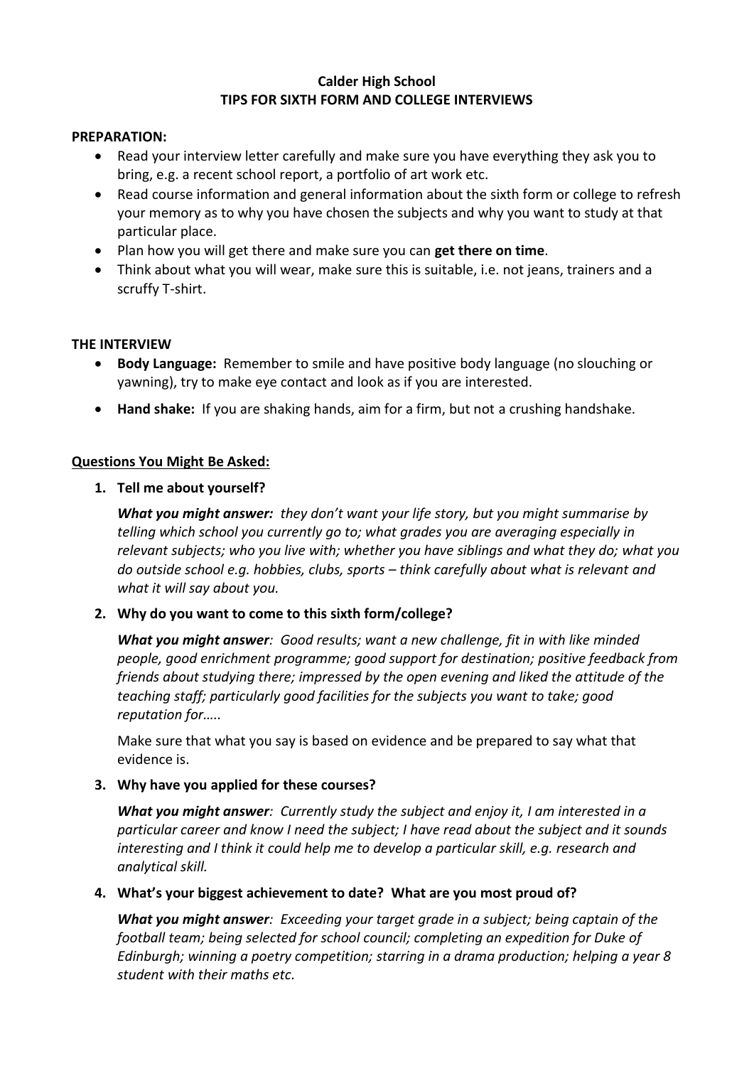# Calder High School
## TIPS FOR SIXTH FORM AND COLLEGE INTERVIEWS

**PREPARATION:**

- Read your interview letter carefully and make sure you have everything they ask you to bring, e.g. a recent school report, a portfolio of art work etc.
- Read course information and general information about the sixth form or college to refresh your memory as to why you have chosen the subjects and why you want to study at that particular place.
- Plan how you will get there and make sure you can **get there on time**.
- Think about what you will wear, make sure this is suitable, i.e. not jeans, trainers and a scruffy T-shirt.

**THE INTERVIEW**

- **Body Language:** Remember to smile and have positive body language (no slouching or yawning), try to make eye contact and look as if you are interested.
- **Hand shake:** If you are shaking hands, aim for a firm, but not a crushing handshake.

**<u>Questions You Might Be Asked:</u>**

1. **Tell me about yourself?**

   ***What you might answer:*** *they don't want your life story, but you might summarise by telling which school you currently go to; what grades you are averaging especially in relevant subjects; who you live with; whether you have siblings and what they do; what you do outside school e.g. hobbies, clubs, sports – think carefully about what is relevant and what it will say about you.*

2. **Why do you want to come to this sixth form/college?**

   ***What you might answer****: Good results; want a new challenge, fit in with like minded people, good enrichment programme; good support for destination; positive feedback from friends about studying there; impressed by the open evening and liked the attitude of the teaching staff; particularly good facilities for the subjects you want to take; good reputation for…..*

   Make sure that what you say is based on evidence and be prepared to say what that evidence is.

3. **Why have you applied for these courses?**

   ***What you might answer****: Currently study the subject and enjoy it, I am interested in a particular career and know I need the subject; I have read about the subject and it sounds interesting and I think it could help me to develop a particular skill, e.g. research and analytical skill.*

4. **What's your biggest achievement to date? What are you most proud of?**

   ***What you might answer****: Exceeding your target grade in a subject; being captain of the football team; being selected for school council; completing an expedition for Duke of Edinburgh; winning a poetry competition; starring in a drama production; helping a year 8 student with their maths etc.*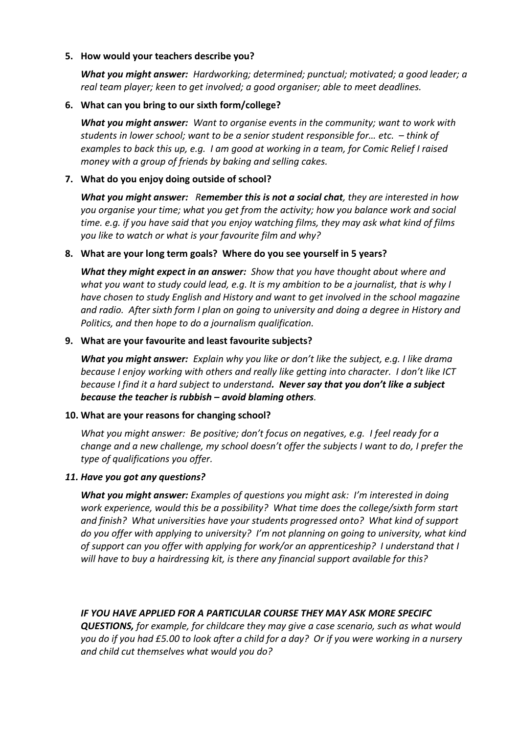**5. How would your teachers describe you?**

***What you might answer:*** *Hardworking; determined; punctual; motivated; a good leader; a real team player; keen to get involved; a good organiser; able to meet deadlines.*

**6. What can you bring to our sixth form/college?**

***What you might answer:*** *Want to organise events in the community; want to work with students in lower school; want to be a senior student responsible for… etc. – think of examples to back this up, e.g. I am good at working in a team, for Comic Relief I raised money with a group of friends by baking and selling cakes.*

**7. What do you enjoy doing outside of school?**

***What you might answer:*** ***Remember this is not a social chat****, they are interested in how you organise your time; what you get from the activity; how you balance work and social time. e.g. if you have said that you enjoy watching films, they may ask what kind of films you like to watch or what is your favourite film and why?*

**8. What are your long term goals? Where do you see yourself in 5 years?**

***What they might expect in an answer:*** *Show that you have thought about where and what you want to study could lead, e.g. It is my ambition to be a journalist, that is why I have chosen to study English and History and want to get involved in the school magazine and radio. After sixth form I plan on going to university and doing a degree in History and Politics, and then hope to do a journalism qualification.*

**9. What are your favourite and least favourite subjects?**

***What you might answer:*** *Explain why you like or don't like the subject, e.g. I like drama because I enjoy working with others and really like getting into character. I don't like ICT because I find it a hard subject to understand****. Never say that you don't like a subject because the teacher is rubbish – avoid blaming others****.*

**10. What are your reasons for changing school?**

*What you might answer: Be positive; don't focus on negatives, e.g. I feel ready for a change and a new challenge, my school doesn't offer the subjects I want to do, I prefer the type of qualifications you offer.*

***11. Have you got any questions?***

***What you might answer:*** *Examples of questions you might ask: I'm interested in doing work experience, would this be a possibility? What time does the college/sixth form start and finish? What universities have your students progressed onto? What kind of support do you offer with applying to university? I'm not planning on going to university, what kind of support can you offer with applying for work/or an apprenticeship? I understand that I will have to buy a hairdressing kit, is there any financial support available for this?*

***IF YOU HAVE APPLIED FOR A PARTICULAR COURSE THEY MAY ASK MORE SPECIFC QUESTIONS,*** *for example, for childcare they may give a case scenario, such as what would you do if you had £5.00 to look after a child for a day? Or if you were working in a nursery and child cut themselves what would you do?*